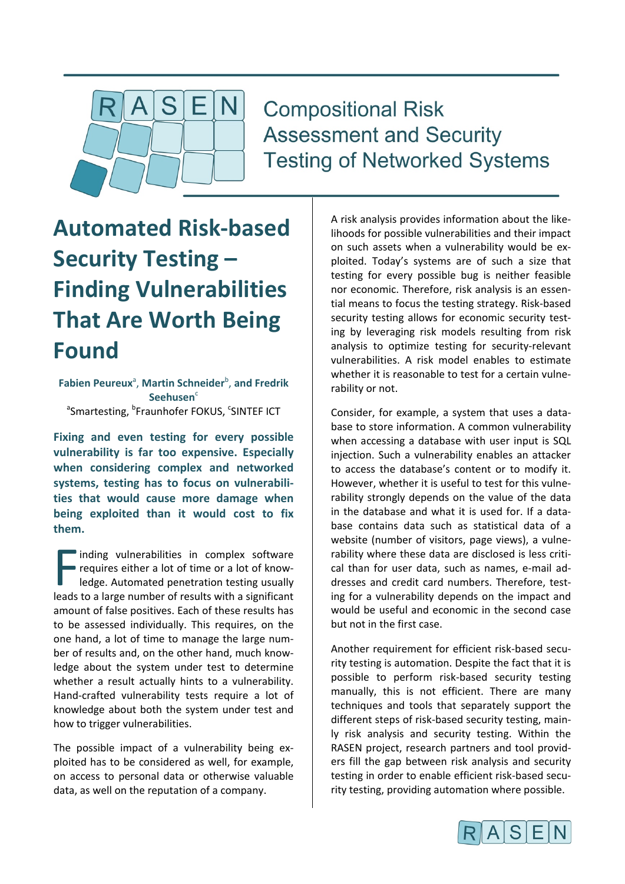RASEN

Compositional Risk Assessment and Security Testing of Networked Systems

# Automated Risk-based Security Testing – Finding Vulnerabilities That Are Worth Being Found

**Fabien Peureux[a], Martin Schneider[b], and Fredrik Seehusen[c]**
[a]Smartesting, [b]Fraunhofer FOKUS, [c]SINTEF ICT

**Fixing and even testing for every possible vulnerability is far too expensive. Especially when considering complex and networked systems, testing has to focus on vulnerabilities that would cause more damage when being exploited than it would cost to fix them.**

Finding vulnerabilities in complex software requires either a lot of time or a lot of knowledge. Automated penetration testing usually leads to a large number of results with a significant amount of false positives. Each of these results has to be assessed individually. This requires, on the one hand, a lot of time to manage the large number of results and, on the other hand, much knowledge about the system under test to determine whether a result actually hints to a vulnerability. Hand-crafted vulnerability tests require a lot of knowledge about both the system under test and how to trigger vulnerabilities.

The possible impact of a vulnerability being exploited has to be considered as well, for example, on access to personal data or otherwise valuable data, as well on the reputation of a company.

A risk analysis provides information about the likelihoods for possible vulnerabilities and their impact on such assets when a vulnerability would be exploited. Today's systems are of such a size that testing for every possible bug is neither feasible nor economic. Therefore, risk analysis is an essential means to focus the testing strategy. Risk-based security testing allows for economic security testing by leveraging risk models resulting from risk analysis to optimize testing for security-relevant vulnerabilities. A risk model enables to estimate whether it is reasonable to test for a certain vulnerability or not.

Consider, for example, a system that uses a database to store information. A common vulnerability when accessing a database with user input is SQL injection. Such a vulnerability enables an attacker to access the database's content or to modify it. However, whether it is useful to test for this vulnerability strongly depends on the value of the data in the database and what it is used for. If a database contains data such as statistical data of a website (number of visitors, page views), a vulnerability where these data are disclosed is less critical than for user data, such as names, e-mail addresses and credit card numbers. Therefore, testing for a vulnerability depends on the impact and would be useful and economic in the second case but not in the first case.

Another requirement for efficient risk-based security testing is automation. Despite the fact that it is possible to perform risk-based security testing manually, this is not efficient. There are many techniques and tools that separately support the different steps of risk-based security testing, mainly risk analysis and security testing. Within the RASEN project, research partners and tool providers fill the gap between risk analysis and security testing in order to enable efficient risk-based security testing, providing automation where possible.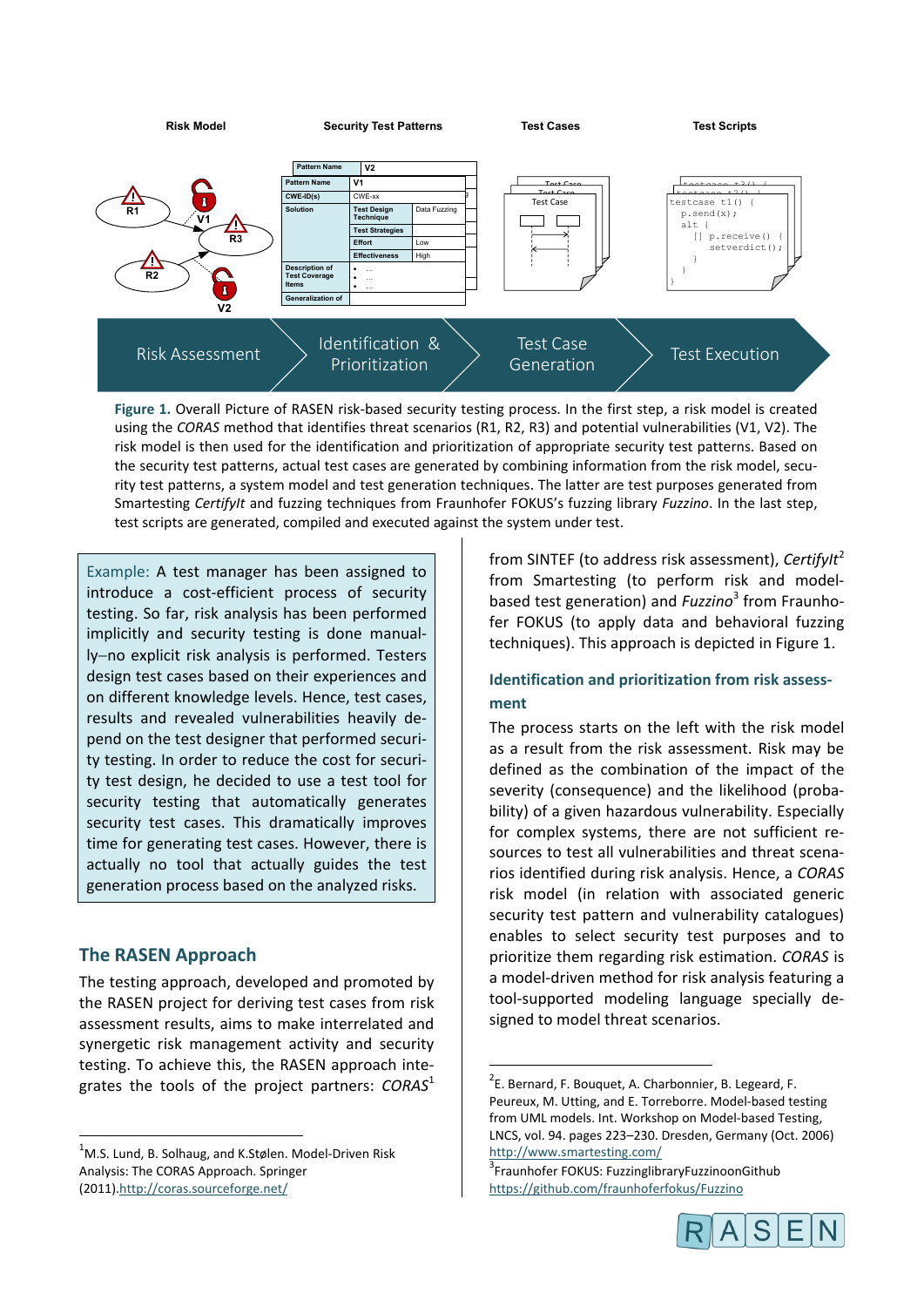Figure 1. Overall Picture of RASEN risk-based security testing process. In the first step, a risk model is created using the *CORAS* method that identifies threat scenarios (R1, R2, R3) and potential vulnerabilities (V1, V2). The risk model is then used for the identification and prioritization of appropriate security test patterns. Based on the security test patterns, actual test cases are generated by combining information from the risk model, security test patterns, a system model and test generation techniques. The latter are test purposes generated from Smartesting *CertifyIt* and fuzzing techniques from Fraunhofer FOKUS's fuzzing library *Fuzzino*. In the last step, test scripts are generated, compiled and executed against the system under test.

> Example: A test manager has been assigned to introduce a cost-efficient process of security testing. So far, risk analysis has been performed implicitly and security testing is done manually–no explicit risk analysis is performed. Testers design test cases based on their experiences and on different knowledge levels. Hence, test cases, results and revealed vulnerabilities heavily depend on the test designer that performed security testing. In order to reduce the cost for security test design, he decided to use a test tool for security testing that automatically generates security test cases. This dramatically improves time for generating test cases. However, there is actually no tool that actually guides the test generation process based on the analyzed risks.

## The RASEN Approach

The testing approach, developed and promoted by the RASEN project for deriving test cases from risk assessment results, aims to make interrelated and synergetic risk management activity and security testing. To achieve this, the RASEN approach integrates the tools of the project partners: *CORAS*[1] from SINTEF (to address risk assessment), *CertifyIt*[2] from Smartesting (to perform risk and model-based test generation) and *Fuzzino*[3] from Fraunhofer FOKUS (to apply data and behavioral fuzzing techniques). This approach is depicted in Figure 1.

### Identification and prioritization from risk assessment

The process starts on the left with the risk model as a result from the risk assessment. Risk may be defined as the combination of the impact of the severity (consequence) and the likelihood (probability) of a given hazardous vulnerability. Especially for complex systems, there are not sufficient resources to test all vulnerabilities and threat scenarios identified during risk analysis. Hence, a *CORAS* risk model (in relation with associated generic security test pattern and vulnerability catalogues) enables to select security test purposes and to prioritize them regarding risk estimation. *CORAS* is a model-driven method for risk analysis featuring a tool-supported modeling language specially designed to model threat scenarios.

---

[1] M.S. Lund, B. Solhaug, and K.Stølen. Model-Driven Risk Analysis: The CORAS Approach. Springer (2011).http://coras.sourceforge.net/

[2] E. Bernard, F. Bouquet, A. Charbonnier, B. Legeard, F. Peureux, M. Utting, and E. Torreborre. Model-based testing from UML models. Int. Workshop on Model-based Testing, LNCS, vol. 94. pages 223–230. Dresden, Germany (Oct. 2006) http://www.smartesting.com/

[3] Fraunhofer FOKUS: FuzzinglibraryFuzzinoonGithub https://github.com/fraunhoferfokus/Fuzzino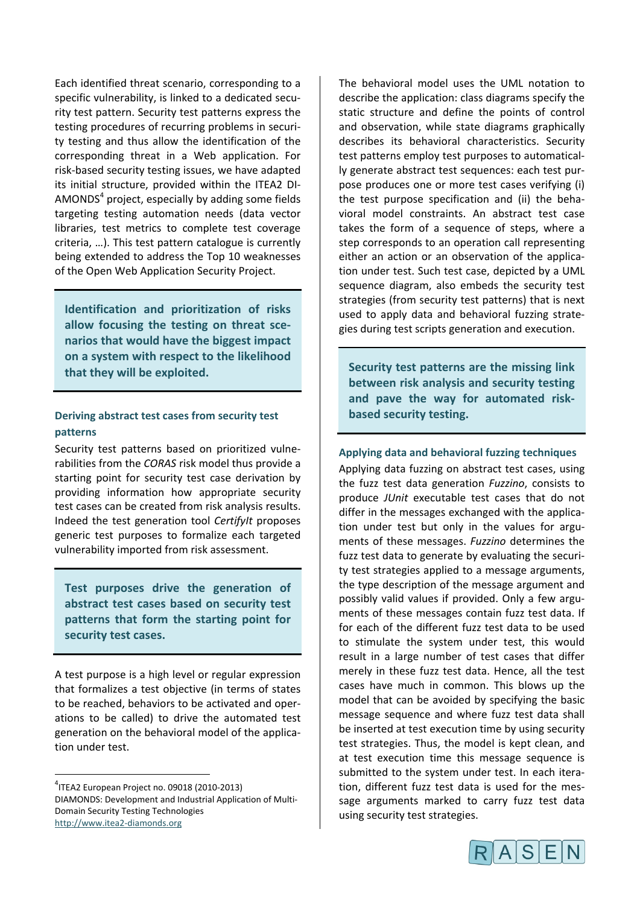Each identified threat scenario, corresponding to a specific vulnerability, is linked to a dedicated security test pattern. Security test patterns express the testing procedures of recurring problems in security testing and thus allow the identification of the corresponding threat in a Web application. For risk-based security testing issues, we have adapted its initial structure, provided within the ITEA2 DIAMONDS[4] project, especially by adding some fields targeting testing automation needs (data vector libraries, test metrics to complete test coverage criteria, …). This test pattern catalogue is currently being extended to address the Top 10 weaknesses of the Open Web Application Security Project.

> **Identification and prioritization of risks allow focusing the testing on threat scenarios that would have the biggest impact on a system with respect to the likelihood that they will be exploited.**

#### Deriving abstract test cases from security test patterns

Security test patterns based on prioritized vulnerabilities from the *CORAS* risk model thus provide a starting point for security test case derivation by providing information how appropriate security test cases can be created from risk analysis results. Indeed the test generation tool *CertifyIt* proposes generic test purposes to formalize each targeted vulnerability imported from risk assessment.

> **Test purposes drive the generation of abstract test cases based on security test patterns that form the starting point for security test cases.**

A test purpose is a high level or regular expression that formalizes a test objective (in terms of states to be reached, behaviors to be activated and operations to be called) to drive the automated test generation on the behavioral model of the application under test.

The behavioral model uses the UML notation to describe the application: class diagrams specify the static structure and define the points of control and observation, while state diagrams graphically describes its behavioral characteristics. Security test patterns employ test purposes to automatically generate abstract test sequences: each test purpose produces one or more test cases verifying (i) the test purpose specification and (ii) the behavioral model constraints. An abstract test case takes the form of a sequence of steps, where a step corresponds to an operation call representing either an action or an observation of the application under test. Such test case, depicted by a UML sequence diagram, also embeds the security test strategies (from security test patterns) that is next used to apply data and behavioral fuzzing strategies during test scripts generation and execution.

> **Security test patterns are the missing link between risk analysis and security testing and pave the way for automated risk-based security testing.**

#### Applying data and behavioral fuzzing techniques

Applying data fuzzing on abstract test cases, using the fuzz test data generation *Fuzzino*, consists to produce *JUnit* executable test cases that do not differ in the messages exchanged with the application under test but only in the values for arguments of these messages. *Fuzzino* determines the fuzz test data to generate by evaluating the security test strategies applied to a message arguments, the type description of the message argument and possibly valid values if provided. Only a few arguments of these messages contain fuzz test data. If for each of the different fuzz test data to be used to stimulate the system under test, this would result in a large number of test cases that differ merely in these fuzz test data. Hence, all the test cases have much in common. This blows up the model that can be avoided by specifying the basic message sequence and where fuzz test data shall be inserted at test execution time by using security test strategies. Thus, the model is kept clean, and at test execution time this message sequence is submitted to the system under test. In each iteration, different fuzz test data is used for the message arguments marked to carry fuzz test data using security test strategies.

---

[4] ITEA2 European Project no. 09018 (2010-2013)
DIAMONDS: Development and Industrial Application of Multi-Domain Security Testing Technologies
http://www.itea2-diamonds.org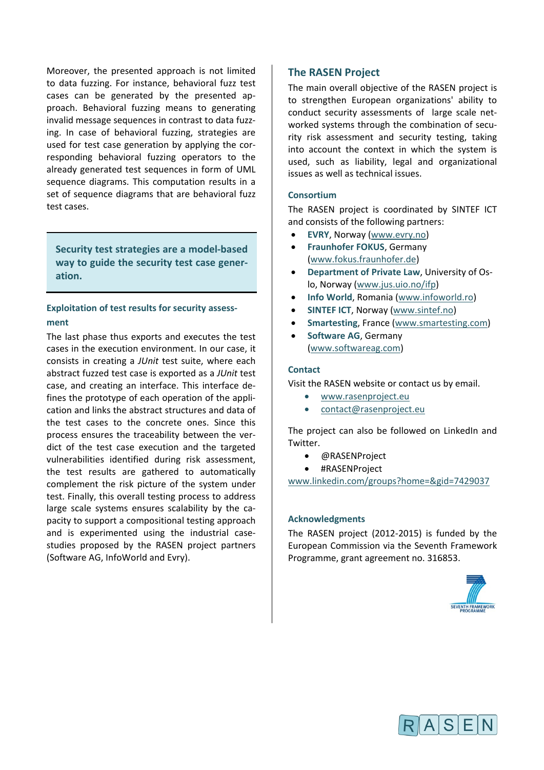Moreover, the presented approach is not limited to data fuzzing. For instance, behavioral fuzz test cases can be generated by the presented approach. Behavioral fuzzing means to generating invalid message sequences in contrast to data fuzzing. In case of behavioral fuzzing, strategies are used for test case generation by applying the corresponding behavioral fuzzing operators to the already generated test sequences in form of UML sequence diagrams. This computation results in a set of sequence diagrams that are behavioral fuzz test cases.

**Security test strategies are a model-based way to guide the security test case generation.**

### Exploitation of test results for security assessment

The last phase thus exports and executes the test cases in the execution environment. In our case, it consists in creating a *JUnit* test suite, where each abstract fuzzed test case is exported as a *JUnit* test case, and creating an interface. This interface defines the prototype of each operation of the application and links the abstract structures and data of the test cases to the concrete ones. Since this process ensures the traceability between the verdict of the test case execution and the targeted vulnerabilities identified during risk assessment, the test results are gathered to automatically complement the risk picture of the system under test. Finally, this overall testing process to address large scale systems ensures scalability by the capacity to support a compositional testing approach and is experimented using the industrial case-studies proposed by the RASEN project partners (Software AG, InfoWorld and Evry).

## The RASEN Project

The main overall objective of the RASEN project is to strengthen European organizations' ability to conduct security assessments of large scale networked systems through the combination of security risk assessment and security testing, taking into account the context in which the system is used, such as liability, legal and organizational issues as well as technical issues.

### Consortium

The RASEN project is coordinated by SINTEF ICT and consists of the following partners:

- **EVRY**, Norway (www.evry.no)
- **Fraunhofer FOKUS**, Germany (www.fokus.fraunhofer.de)
- **Department of Private Law**, University of Oslo, Norway (www.jus.uio.no/ifp)
- **Info World**, Romania (www.infoworld.ro)
- **SINTEF ICT**, Norway (www.sintef.no)
- **Smartesting**, France (www.smartesting.com)
- **Software AG**, Germany (www.softwareag.com)

### Contact

Visit the RASEN website or contact us by email.

- www.rasenproject.eu
- contact@rasenproject.eu

The project can also be followed on LinkedIn and Twitter.

- @RASENProject
- #RASENProject

www.linkedin.com/groups?home=&gid=7429037

### Acknowledgments

The RASEN project (2012-2015) is funded by the European Commission via the Seventh Framework Programme, grant agreement no. 316853.

SEVENTH FRAMEWORK PROGRAMME

RASEN